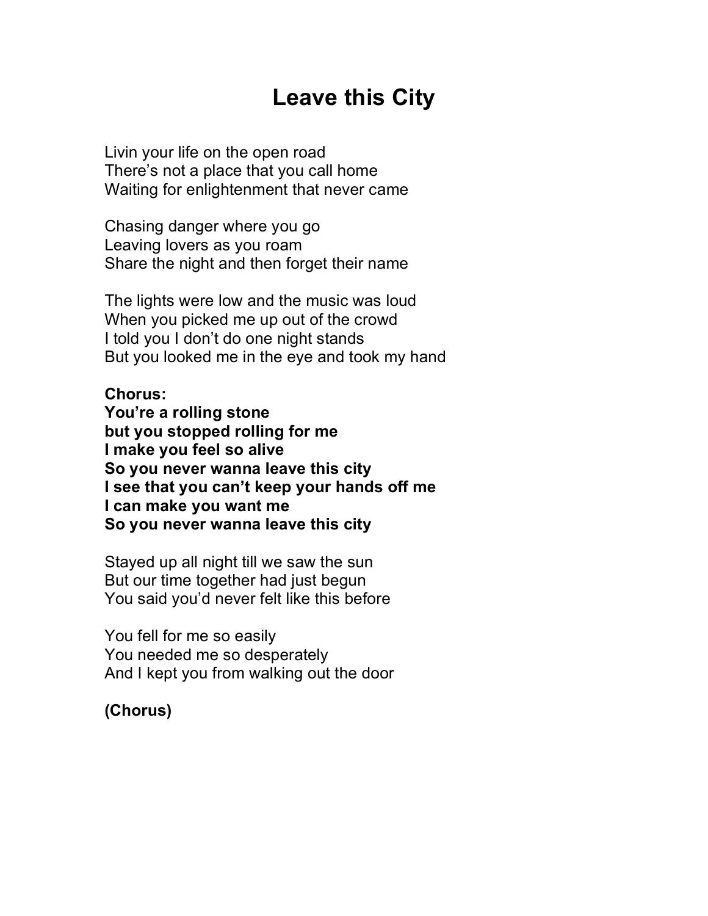# Leave this City

Livin your life on the open road
There's not a place that you call home
Waiting for enlightenment that never came

Chasing danger where you go
Leaving lovers as you roam
Share the night and then forget their name

The lights were low and the music was loud
When you picked me up out of the crowd
I told you I don't do one night stands
But you looked me in the eye and took my hand

**Chorus:**
**You're a rolling stone**
**but you stopped rolling for me**
**I make you feel so alive**
**So you never wanna leave this city**
**I see that you can't keep your hands off me**
**I can make you want me**
**So you never wanna leave this city**

Stayed up all night till we saw the sun
But our time together had just begun
You said you'd never felt like this before

You fell for me so easily
You needed me so desperately
And I kept you from walking out the door

**(Chorus)**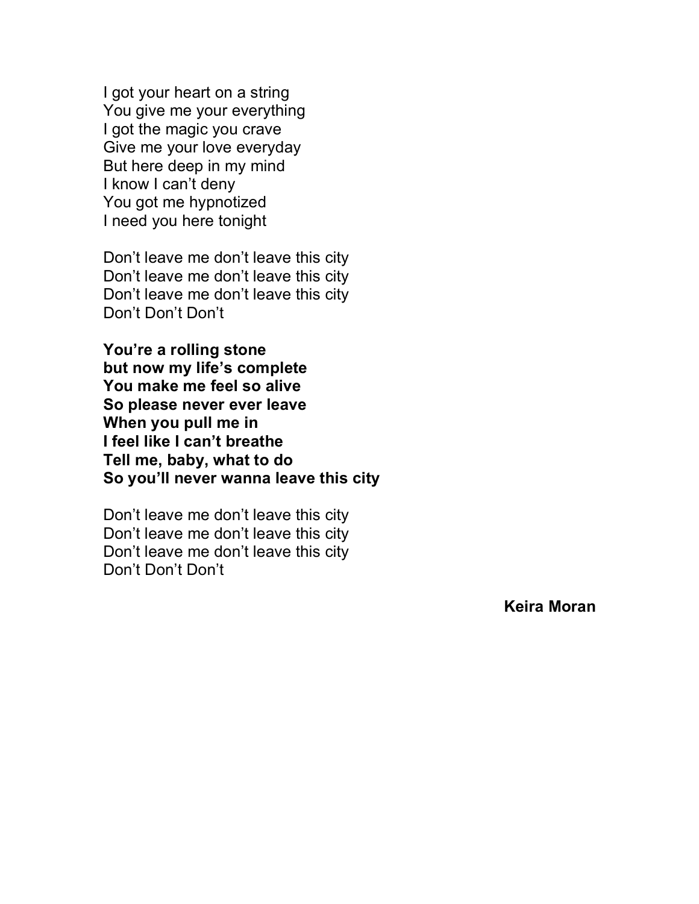I got your heart on a string
You give me your everything
I got the magic you crave
Give me your love everyday
But here deep in my mind
I know I can't deny
You got me hypnotized
I need you here tonight

Don't leave me don't leave this city
Don't leave me don't leave this city
Don't leave me don't leave this city
Don't Don't Don't

**You're a rolling stone**
**but now my life's complete**
**You make me feel so alive**
**So please never ever leave**
**When you pull me in**
**I feel like I can't breathe**
**Tell me, baby, what to do**
**So you'll never wanna leave this city**

Don't leave me don't leave this city
Don't leave me don't leave this city
Don't leave me don't leave this city
Don't Don't Don't

**Keira Moran**